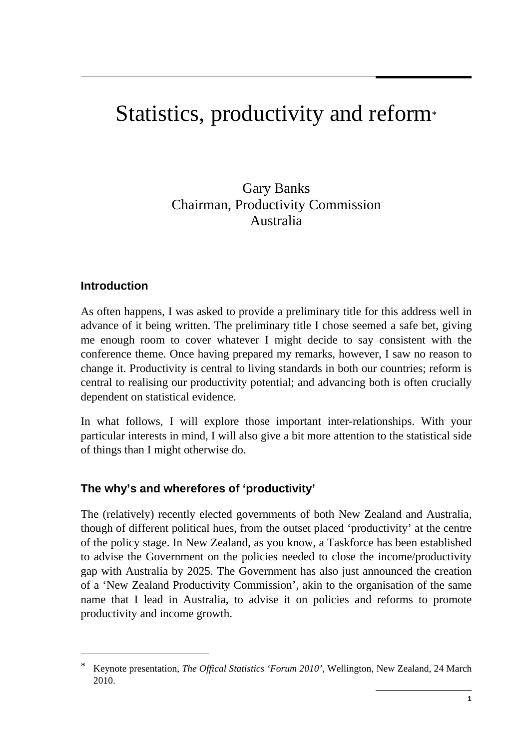# Statistics, productivity and reform*

Gary Banks
Chairman, Productivity Commission
Australia

## Introduction

As often happens, I was asked to provide a preliminary title for this address well in advance of it being written. The preliminary title I chose seemed a safe bet, giving me enough room to cover whatever I might decide to say consistent with the conference theme. Once having prepared my remarks, however, I saw no reason to change it. Productivity is central to living standards in both our countries; reform is central to realising our productivity potential; and advancing both is often crucially dependent on statistical evidence.

In what follows, I will explore those important inter-relationships. With your particular interests in mind, I will also give a bit more attention to the statistical side of things than I might otherwise do.

## The why's and wherefores of 'productivity'

The (relatively) recently elected governments of both New Zealand and Australia, though of different political hues, from the outset placed 'productivity' at the centre of the policy stage. In New Zealand, as you know, a Taskforce has been established to advise the Government on the policies needed to close the income/productivity gap with Australia by 2025. The Government has also just announced the creation of a 'New Zealand Productivity Commission', akin to the organisation of the same name that I lead in Australia, to advise it on policies and reforms to promote productivity and income growth.

---

* Keynote presentation, *The Offical Statistics 'Forum 2010'*, Wellington, New Zealand, 24 March 2010.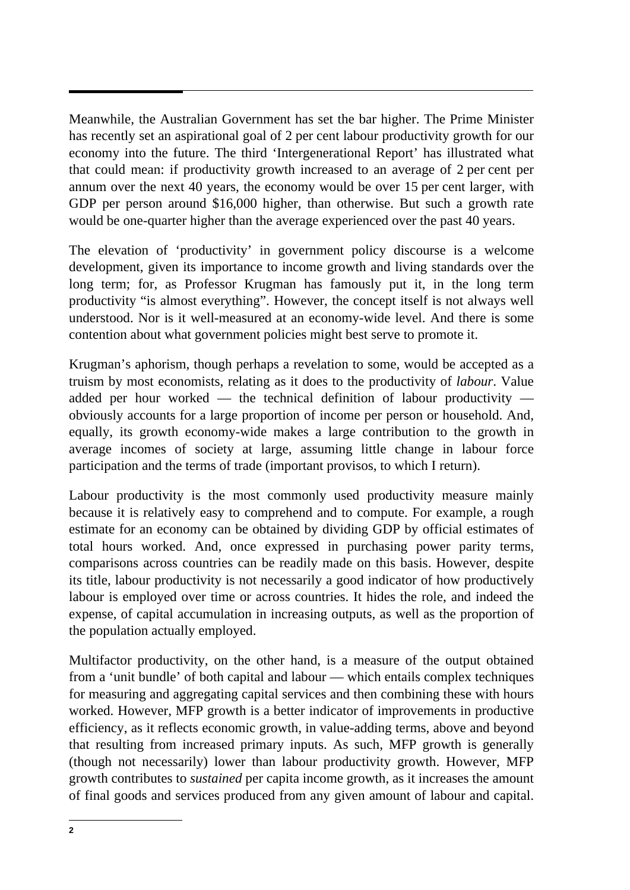Meanwhile, the Australian Government has set the bar higher. The Prime Minister has recently set an aspirational goal of 2 per cent labour productivity growth for our economy into the future. The third 'Intergenerational Report' has illustrated what that could mean: if productivity growth increased to an average of 2 per cent per annum over the next 40 years, the economy would be over 15 per cent larger, with GDP per person around $16,000 higher, than otherwise. But such a growth rate would be one-quarter higher than the average experienced over the past 40 years.

The elevation of 'productivity' in government policy discourse is a welcome development, given its importance to income growth and living standards over the long term; for, as Professor Krugman has famously put it, in the long term productivity "is almost everything". However, the concept itself is not always well understood. Nor is it well-measured at an economy-wide level. And there is some contention about what government policies might best serve to promote it.

Krugman's aphorism, though perhaps a revelation to some, would be accepted as a truism by most economists, relating as it does to the productivity of *labour*. Value added per hour worked — the technical definition of labour productivity — obviously accounts for a large proportion of income per person or household. And, equally, its growth economy-wide makes a large contribution to the growth in average incomes of society at large, assuming little change in labour force participation and the terms of trade (important provisos, to which I return).

Labour productivity is the most commonly used productivity measure mainly because it is relatively easy to comprehend and to compute. For example, a rough estimate for an economy can be obtained by dividing GDP by official estimates of total hours worked. And, once expressed in purchasing power parity terms, comparisons across countries can be readily made on this basis. However, despite its title, labour productivity is not necessarily a good indicator of how productively labour is employed over time or across countries. It hides the role, and indeed the expense, of capital accumulation in increasing outputs, as well as the proportion of the population actually employed.

Multifactor productivity, on the other hand, is a measure of the output obtained from a 'unit bundle' of both capital and labour — which entails complex techniques for measuring and aggregating capital services and then combining these with hours worked. However, MFP growth is a better indicator of improvements in productive efficiency, as it reflects economic growth, in value-adding terms, above and beyond that resulting from increased primary inputs. As such, MFP growth is generally (though not necessarily) lower than labour productivity growth. However, MFP growth contributes to *sustained* per capita income growth, as it increases the amount of final goods and services produced from any given amount of labour and capital.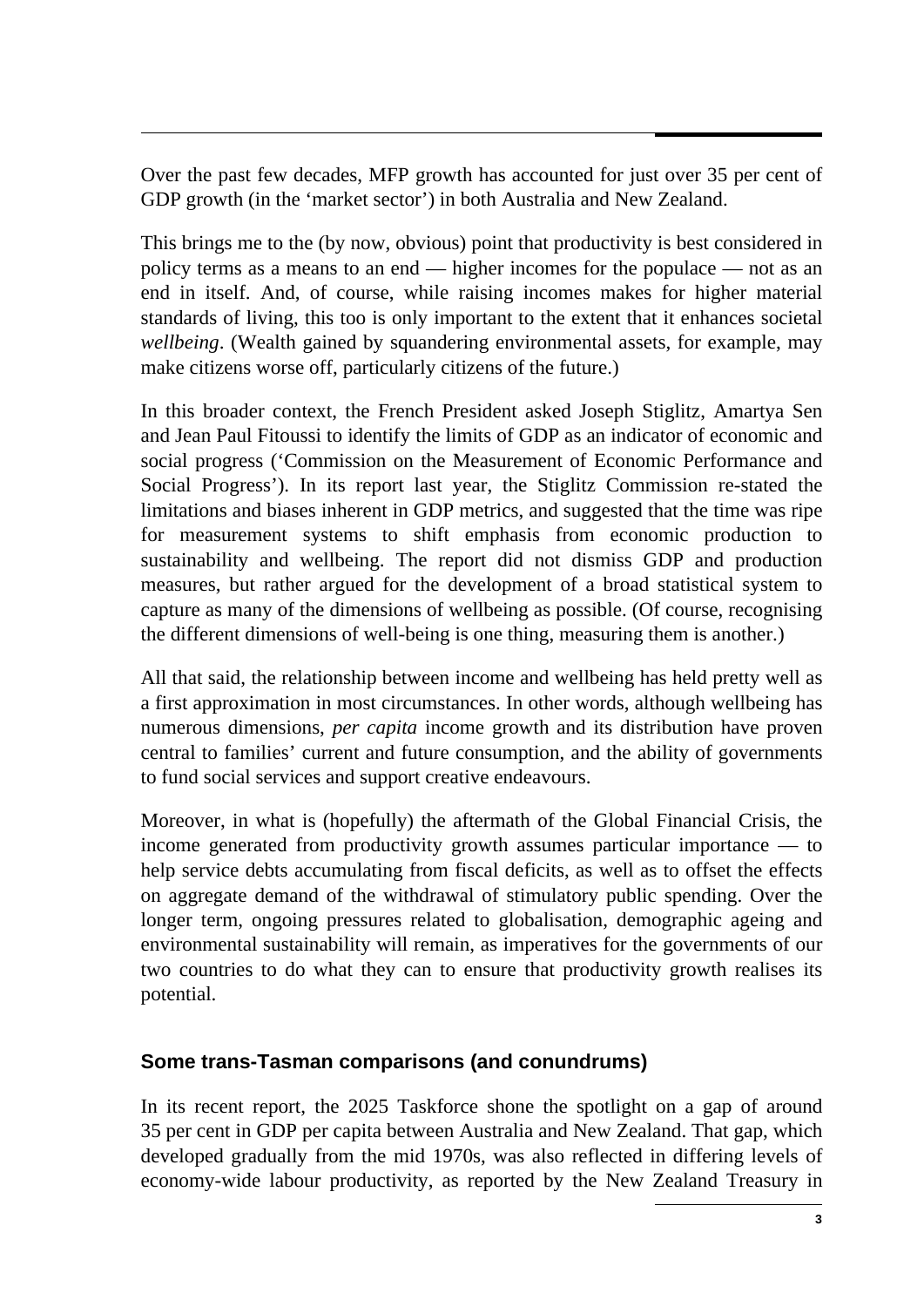Over the past few decades, MFP growth has accounted for just over 35 per cent of GDP growth (in the 'market sector') in both Australia and New Zealand.

This brings me to the (by now, obvious) point that productivity is best considered in policy terms as a means to an end — higher incomes for the populace — not as an end in itself. And, of course, while raising incomes makes for higher material standards of living, this too is only important to the extent that it enhances societal *wellbeing*. (Wealth gained by squandering environmental assets, for example, may make citizens worse off, particularly citizens of the future.)

In this broader context, the French President asked Joseph Stiglitz, Amartya Sen and Jean Paul Fitoussi to identify the limits of GDP as an indicator of economic and social progress ('Commission on the Measurement of Economic Performance and Social Progress'). In its report last year, the Stiglitz Commission re-stated the limitations and biases inherent in GDP metrics, and suggested that the time was ripe for measurement systems to shift emphasis from economic production to sustainability and wellbeing. The report did not dismiss GDP and production measures, but rather argued for the development of a broad statistical system to capture as many of the dimensions of wellbeing as possible. (Of course, recognising the different dimensions of well-being is one thing, measuring them is another.)

All that said, the relationship between income and wellbeing has held pretty well as a first approximation in most circumstances. In other words, although wellbeing has numerous dimensions, *per capita* income growth and its distribution have proven central to families' current and future consumption, and the ability of governments to fund social services and support creative endeavours.

Moreover, in what is (hopefully) the aftermath of the Global Financial Crisis, the income generated from productivity growth assumes particular importance — to help service debts accumulating from fiscal deficits, as well as to offset the effects on aggregate demand of the withdrawal of stimulatory public spending. Over the longer term, ongoing pressures related to globalisation, demographic ageing and environmental sustainability will remain, as imperatives for the governments of our two countries to do what they can to ensure that productivity growth realises its potential.

## Some trans-Tasman comparisons (and conundrums)

In its recent report, the 2025 Taskforce shone the spotlight on a gap of around 35 per cent in GDP per capita between Australia and New Zealand. That gap, which developed gradually from the mid 1970s, was also reflected in differing levels of economy-wide labour productivity, as reported by the New Zealand Treasury in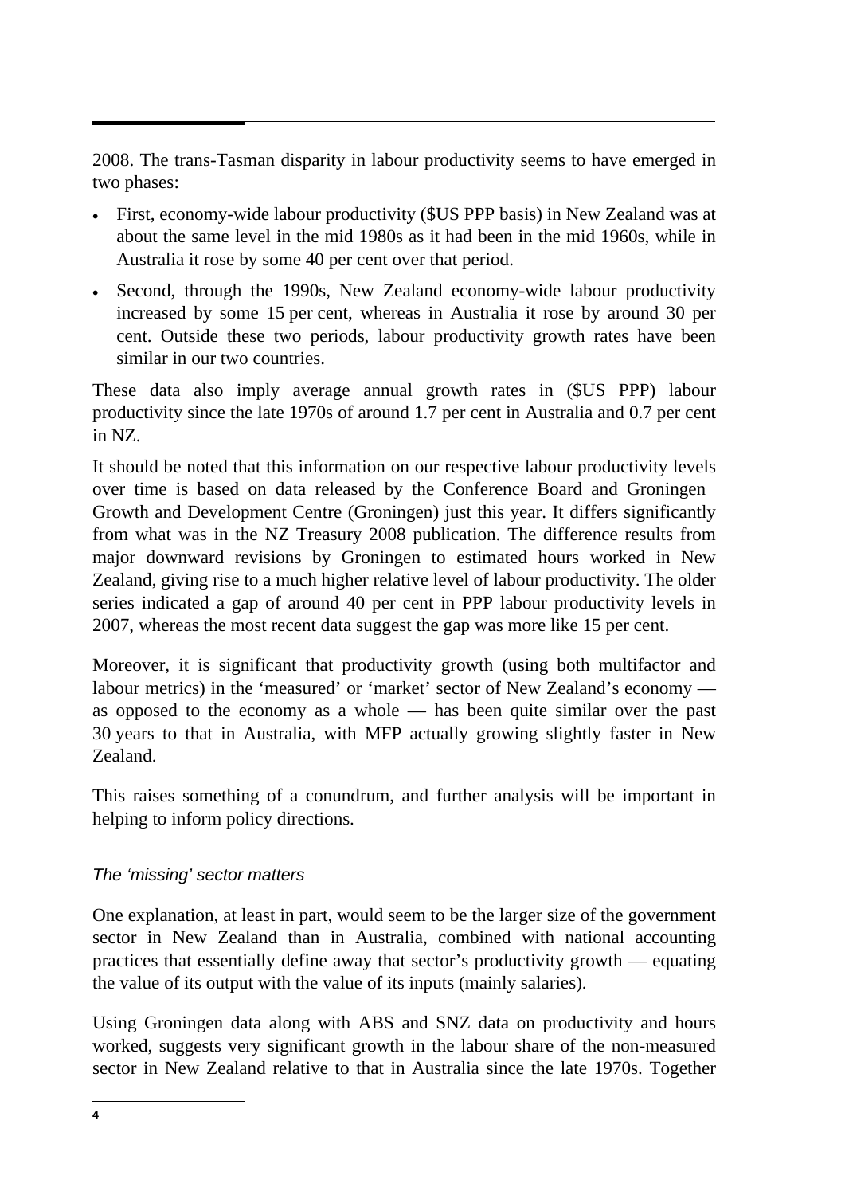2008. The trans-Tasman disparity in labour productivity seems to have emerged in two phases:

- First, economy-wide labour productivity ($US PPP basis) in New Zealand was at about the same level in the mid 1980s as it had been in the mid 1960s, while in Australia it rose by some 40 per cent over that period.
- Second, through the 1990s, New Zealand economy-wide labour productivity increased by some 15 per cent, whereas in Australia it rose by around 30 per cent. Outside these two periods, labour productivity growth rates have been similar in our two countries.

These data also imply average annual growth rates in ($US PPP) labour productivity since the late 1970s of around 1.7 per cent in Australia and 0.7 per cent in NZ.

It should be noted that this information on our respective labour productivity levels over time is based on data released by the Conference Board and Groningen Growth and Development Centre (Groningen) just this year. It differs significantly from what was in the NZ Treasury 2008 publication. The difference results from major downward revisions by Groningen to estimated hours worked in New Zealand, giving rise to a much higher relative level of labour productivity. The older series indicated a gap of around 40 per cent in PPP labour productivity levels in 2007, whereas the most recent data suggest the gap was more like 15 per cent.

Moreover, it is significant that productivity growth (using both multifactor and labour metrics) in the 'measured' or 'market' sector of New Zealand's economy — as opposed to the economy as a whole — has been quite similar over the past 30 years to that in Australia, with MFP actually growing slightly faster in New Zealand.

This raises something of a conundrum, and further analysis will be important in helping to inform policy directions.

*The 'missing' sector matters*

One explanation, at least in part, would seem to be the larger size of the government sector in New Zealand than in Australia, combined with national accounting practices that essentially define away that sector's productivity growth — equating the value of its output with the value of its inputs (mainly salaries).

Using Groningen data along with ABS and SNZ data on productivity and hours worked, suggests very significant growth in the labour share of the non-measured sector in New Zealand relative to that in Australia since the late 1970s. Together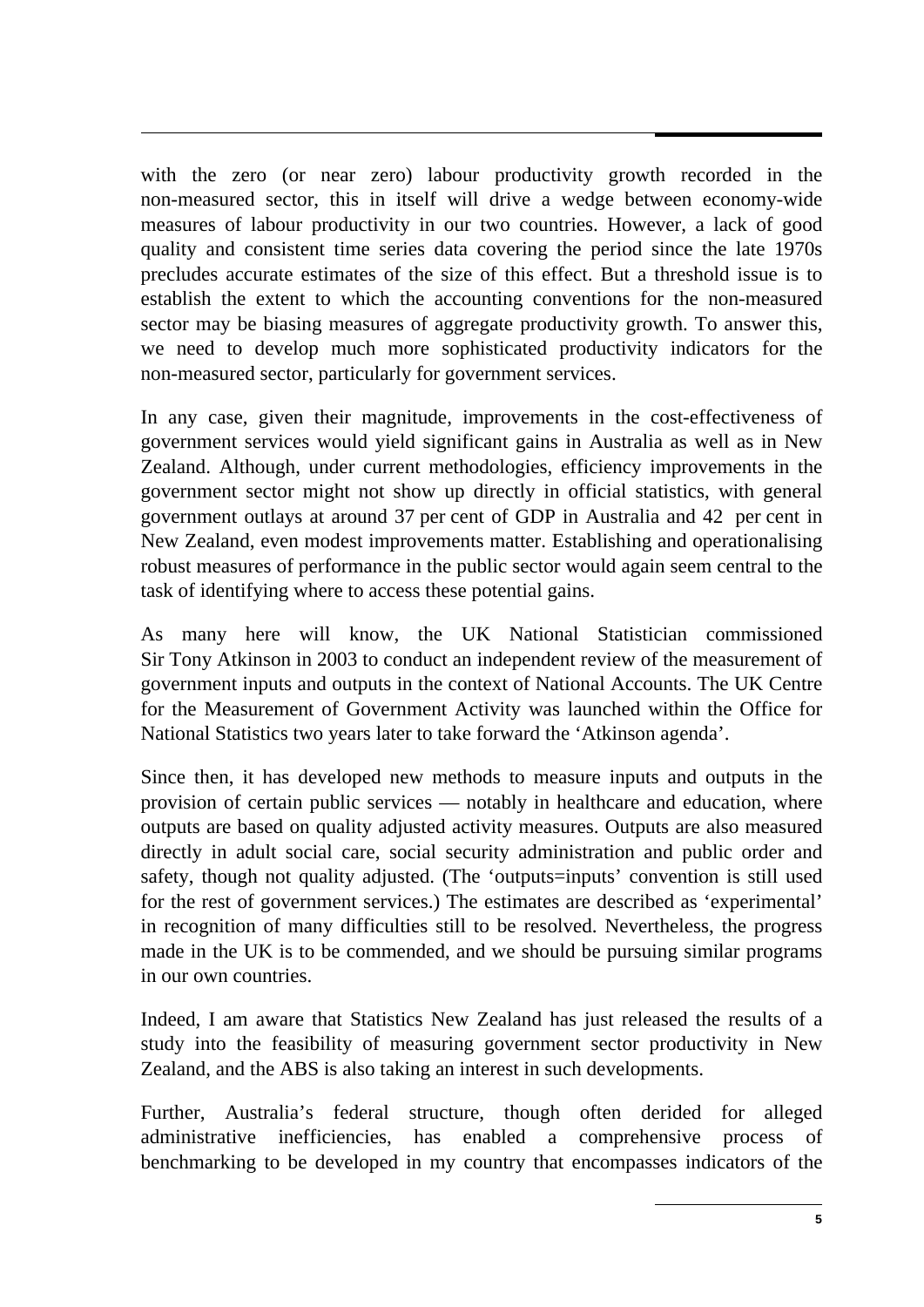with the zero (or near zero) labour productivity growth recorded in the non-measured sector, this in itself will drive a wedge between economy-wide measures of labour productivity in our two countries. However, a lack of good quality and consistent time series data covering the period since the late 1970s precludes accurate estimates of the size of this effect. But a threshold issue is to establish the extent to which the accounting conventions for the non-measured sector may be biasing measures of aggregate productivity growth. To answer this, we need to develop much more sophisticated productivity indicators for the non-measured sector, particularly for government services.

In any case, given their magnitude, improvements in the cost-effectiveness of government services would yield significant gains in Australia as well as in New Zealand. Although, under current methodologies, efficiency improvements in the government sector might not show up directly in official statistics, with general government outlays at around 37 per cent of GDP in Australia and 42 per cent in New Zealand, even modest improvements matter. Establishing and operationalising robust measures of performance in the public sector would again seem central to the task of identifying where to access these potential gains.

As many here will know, the UK National Statistician commissioned Sir Tony Atkinson in 2003 to conduct an independent review of the measurement of government inputs and outputs in the context of National Accounts. The UK Centre for the Measurement of Government Activity was launched within the Office for National Statistics two years later to take forward the 'Atkinson agenda'.

Since then, it has developed new methods to measure inputs and outputs in the provision of certain public services — notably in healthcare and education, where outputs are based on quality adjusted activity measures. Outputs are also measured directly in adult social care, social security administration and public order and safety, though not quality adjusted. (The 'outputs=inputs' convention is still used for the rest of government services.) The estimates are described as 'experimental' in recognition of many difficulties still to be resolved. Nevertheless, the progress made in the UK is to be commended, and we should be pursuing similar programs in our own countries.

Indeed, I am aware that Statistics New Zealand has just released the results of a study into the feasibility of measuring government sector productivity in New Zealand, and the ABS is also taking an interest in such developments.

Further, Australia's federal structure, though often derided for alleged administrative inefficiencies, has enabled a comprehensive process of benchmarking to be developed in my country that encompasses indicators of the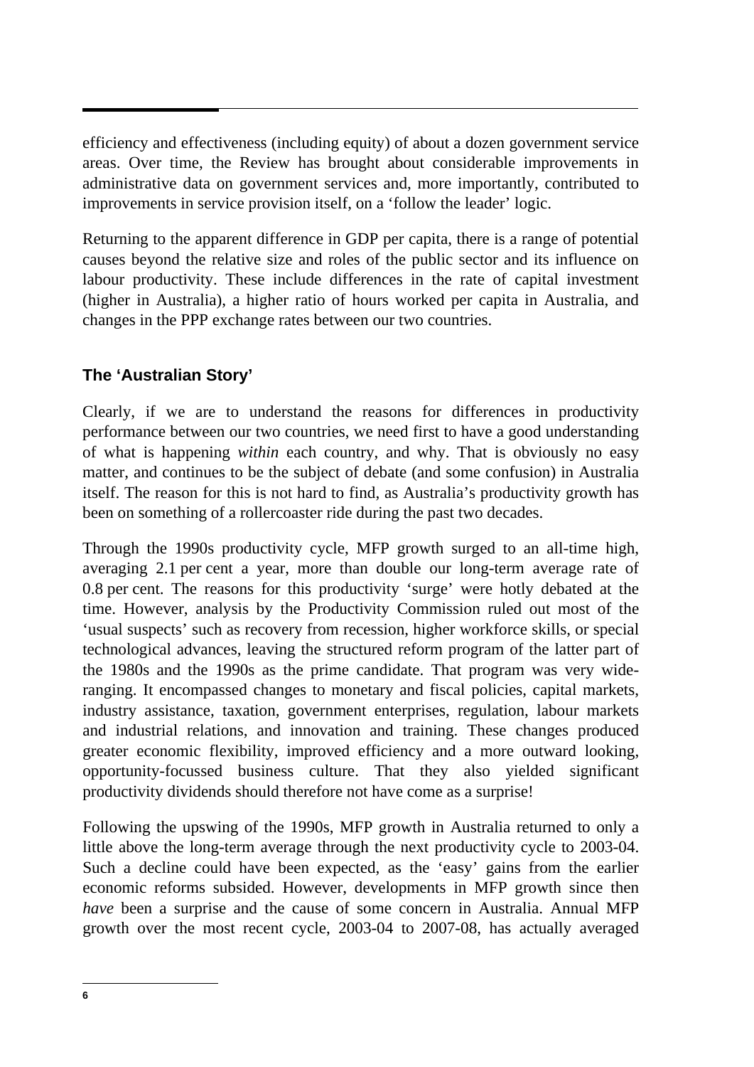efficiency and effectiveness (including equity) of about a dozen government service areas. Over time, the Review has brought about considerable improvements in administrative data on government services and, more importantly, contributed to improvements in service provision itself, on a 'follow the leader' logic.

Returning to the apparent difference in GDP per capita, there is a range of potential causes beyond the relative size and roles of the public sector and its influence on labour productivity. These include differences in the rate of capital investment (higher in Australia), a higher ratio of hours worked per capita in Australia, and changes in the PPP exchange rates between our two countries.

### The 'Australian Story'

Clearly, if we are to understand the reasons for differences in productivity performance between our two countries, we need first to have a good understanding of what is happening *within* each country, and why. That is obviously no easy matter, and continues to be the subject of debate (and some confusion) in Australia itself. The reason for this is not hard to find, as Australia's productivity growth has been on something of a rollercoaster ride during the past two decades.

Through the 1990s productivity cycle, MFP growth surged to an all-time high, averaging 2.1 per cent a year, more than double our long-term average rate of 0.8 per cent. The reasons for this productivity 'surge' were hotly debated at the time. However, analysis by the Productivity Commission ruled out most of the 'usual suspects' such as recovery from recession, higher workforce skills, or special technological advances, leaving the structured reform program of the latter part of the 1980s and the 1990s as the prime candidate. That program was very wide-ranging. It encompassed changes to monetary and fiscal policies, capital markets, industry assistance, taxation, government enterprises, regulation, labour markets and industrial relations, and innovation and training. These changes produced greater economic flexibility, improved efficiency and a more outward looking, opportunity-focussed business culture. That they also yielded significant productivity dividends should therefore not have come as a surprise!

Following the upswing of the 1990s, MFP growth in Australia returned to only a little above the long-term average through the next productivity cycle to 2003-04. Such a decline could have been expected, as the 'easy' gains from the earlier economic reforms subsided. However, developments in MFP growth since then *have* been a surprise and the cause of some concern in Australia. Annual MFP growth over the most recent cycle, 2003-04 to 2007-08, has actually averaged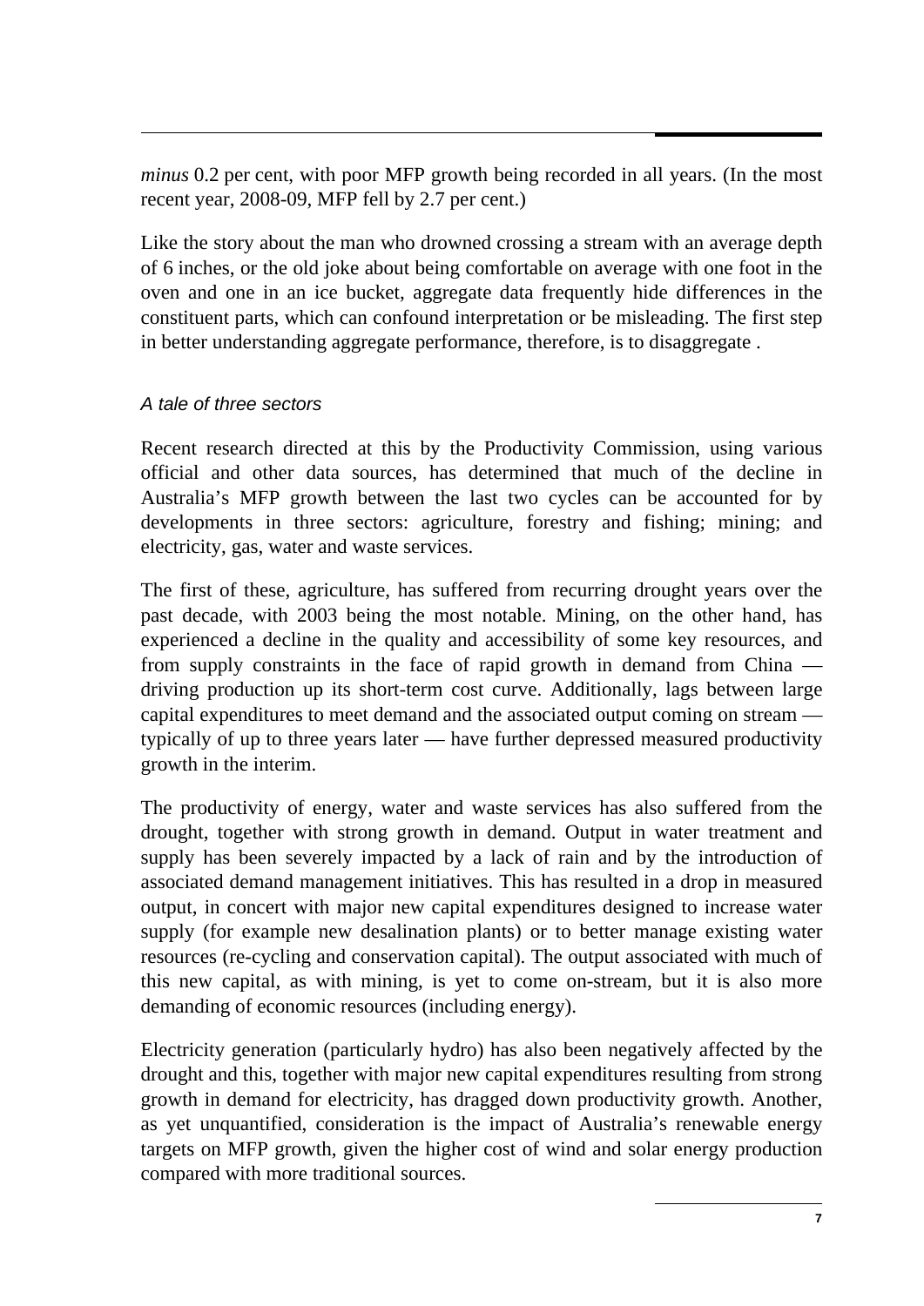*minus* 0.2 per cent, with poor MFP growth being recorded in all years. (In the most recent year, 2008-09, MFP fell by 2.7 per cent.)

Like the story about the man who drowned crossing a stream with an average depth of 6 inches, or the old joke about being comfortable on average with one foot in the oven and one in an ice bucket, aggregate data frequently hide differences in the constituent parts, which can confound interpretation or be misleading. The first step in better understanding aggregate performance, therefore, is to disaggregate .

### *A tale of three sectors*

Recent research directed at this by the Productivity Commission, using various official and other data sources, has determined that much of the decline in Australia's MFP growth between the last two cycles can be accounted for by developments in three sectors: agriculture, forestry and fishing; mining; and electricity, gas, water and waste services.

The first of these, agriculture, has suffered from recurring drought years over the past decade, with 2003 being the most notable. Mining, on the other hand, has experienced a decline in the quality and accessibility of some key resources, and from supply constraints in the face of rapid growth in demand from China — driving production up its short-term cost curve. Additionally, lags between large capital expenditures to meet demand and the associated output coming on stream — typically of up to three years later — have further depressed measured productivity growth in the interim.

The productivity of energy, water and waste services has also suffered from the drought, together with strong growth in demand. Output in water treatment and supply has been severely impacted by a lack of rain and by the introduction of associated demand management initiatives. This has resulted in a drop in measured output, in concert with major new capital expenditures designed to increase water supply (for example new desalination plants) or to better manage existing water resources (re-cycling and conservation capital). The output associated with much of this new capital, as with mining, is yet to come on-stream, but it is also more demanding of economic resources (including energy).

Electricity generation (particularly hydro) has also been negatively affected by the drought and this, together with major new capital expenditures resulting from strong growth in demand for electricity, has dragged down productivity growth. Another, as yet unquantified, consideration is the impact of Australia's renewable energy targets on MFP growth, given the higher cost of wind and solar energy production compared with more traditional sources.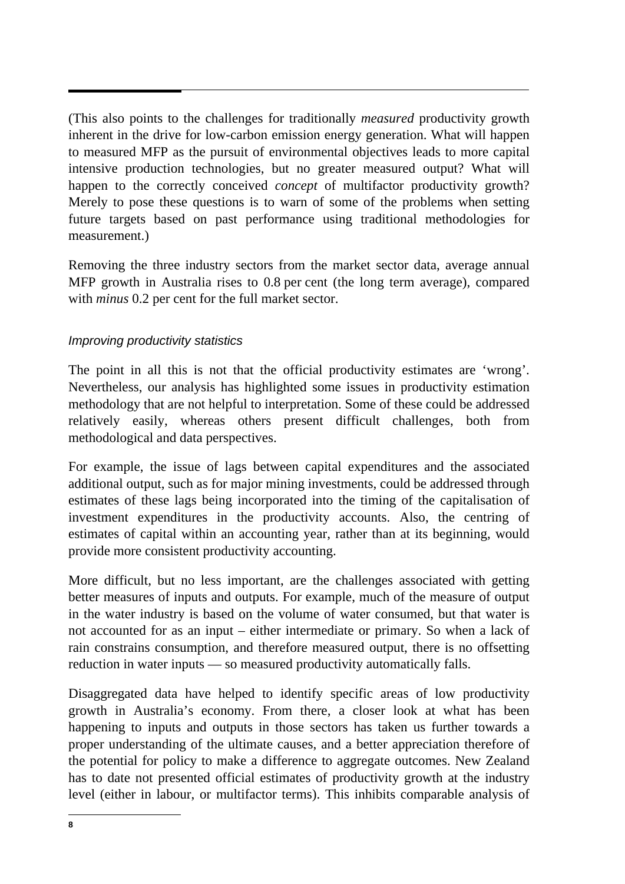(This also points to the challenges for traditionally *measured* productivity growth inherent in the drive for low-carbon emission energy generation. What will happen to measured MFP as the pursuit of environmental objectives leads to more capital intensive production technologies, but no greater measured output? What will happen to the correctly conceived *concept* of multifactor productivity growth? Merely to pose these questions is to warn of some of the problems when setting future targets based on past performance using traditional methodologies for measurement.)

Removing the three industry sectors from the market sector data, average annual MFP growth in Australia rises to 0.8 per cent (the long term average), compared with *minus* 0.2 per cent for the full market sector.

### *Improving productivity statistics*

The point in all this is not that the official productivity estimates are 'wrong'. Nevertheless, our analysis has highlighted some issues in productivity estimation methodology that are not helpful to interpretation. Some of these could be addressed relatively easily, whereas others present difficult challenges, both from methodological and data perspectives.

For example, the issue of lags between capital expenditures and the associated additional output, such as for major mining investments, could be addressed through estimates of these lags being incorporated into the timing of the capitalisation of investment expenditures in the productivity accounts. Also, the centring of estimates of capital within an accounting year, rather than at its beginning, would provide more consistent productivity accounting.

More difficult, but no less important, are the challenges associated with getting better measures of inputs and outputs. For example, much of the measure of output in the water industry is based on the volume of water consumed, but that water is not accounted for as an input – either intermediate or primary. So when a lack of rain constrains consumption, and therefore measured output, there is no offsetting reduction in water inputs — so measured productivity automatically falls.

Disaggregated data have helped to identify specific areas of low productivity growth in Australia's economy. From there, a closer look at what has been happening to inputs and outputs in those sectors has taken us further towards a proper understanding of the ultimate causes, and a better appreciation therefore of the potential for policy to make a difference to aggregate outcomes. New Zealand has to date not presented official estimates of productivity growth at the industry level (either in labour, or multifactor terms). This inhibits comparable analysis of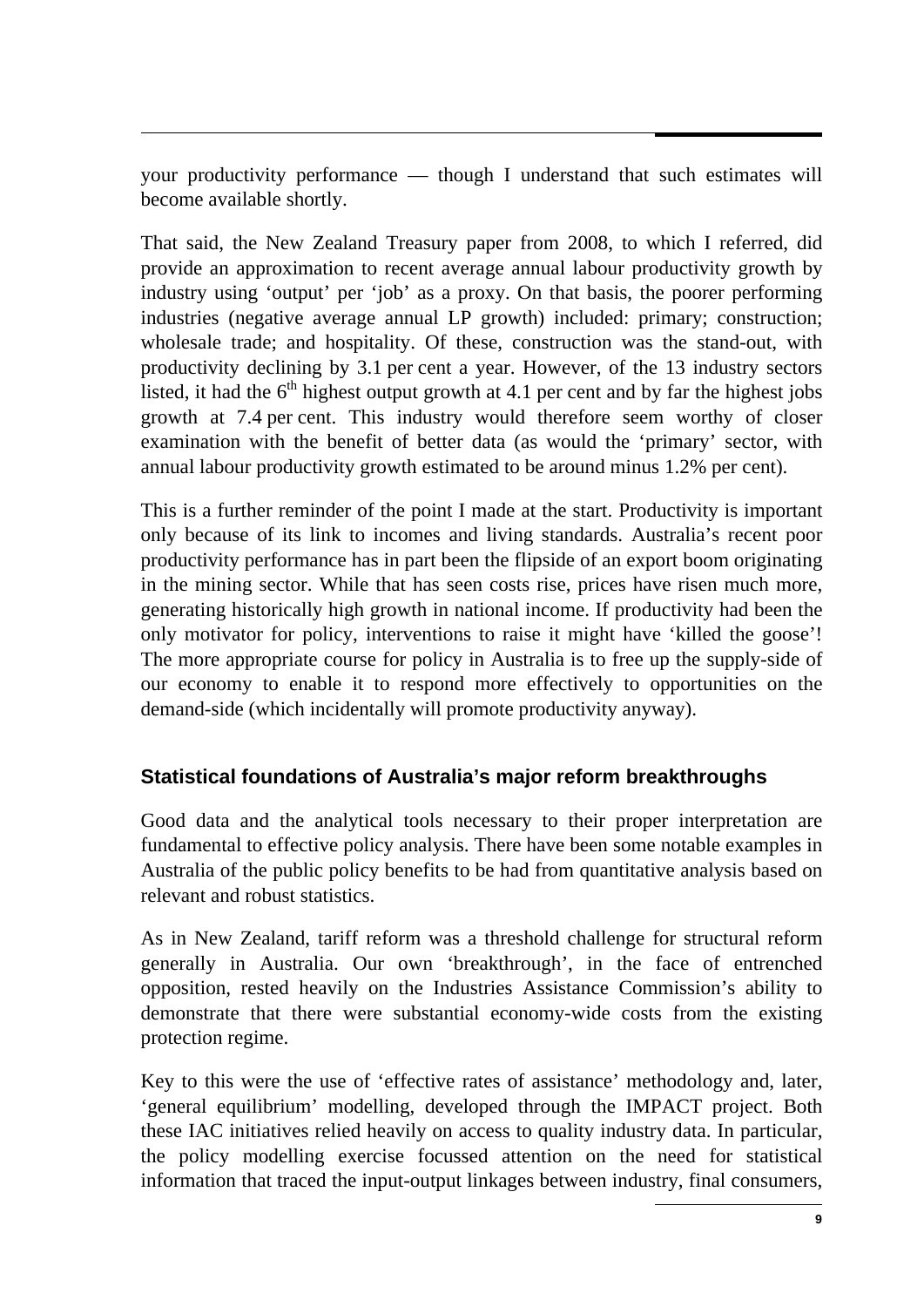your productivity performance — though I understand that such estimates will become available shortly.

That said, the New Zealand Treasury paper from 2008, to which I referred, did provide an approximation to recent average annual labour productivity growth by industry using 'output' per 'job' as a proxy. On that basis, the poorer performing industries (negative average annual LP growth) included: primary; construction; wholesale trade; and hospitality. Of these, construction was the stand-out, with productivity declining by 3.1 per cent a year. However, of the 13 industry sectors listed, it had the 6th highest output growth at 4.1 per cent and by far the highest jobs growth at 7.4 per cent. This industry would therefore seem worthy of closer examination with the benefit of better data (as would the 'primary' sector, with annual labour productivity growth estimated to be around minus 1.2% per cent).

This is a further reminder of the point I made at the start. Productivity is important only because of its link to incomes and living standards. Australia's recent poor productivity performance has in part been the flipside of an export boom originating in the mining sector. While that has seen costs rise, prices have risen much more, generating historically high growth in national income. If productivity had been the only motivator for policy, interventions to raise it might have 'killed the goose'! The more appropriate course for policy in Australia is to free up the supply-side of our economy to enable it to respond more effectively to opportunities on the demand-side (which incidentally will promote productivity anyway).

## Statistical foundations of Australia's major reform breakthroughs

Good data and the analytical tools necessary to their proper interpretation are fundamental to effective policy analysis. There have been some notable examples in Australia of the public policy benefits to be had from quantitative analysis based on relevant and robust statistics.

As in New Zealand, tariff reform was a threshold challenge for structural reform generally in Australia. Our own 'breakthrough', in the face of entrenched opposition, rested heavily on the Industries Assistance Commission's ability to demonstrate that there were substantial economy-wide costs from the existing protection regime.

Key to this were the use of 'effective rates of assistance' methodology and, later, 'general equilibrium' modelling, developed through the IMPACT project. Both these IAC initiatives relied heavily on access to quality industry data. In particular, the policy modelling exercise focussed attention on the need for statistical information that traced the input-output linkages between industry, final consumers,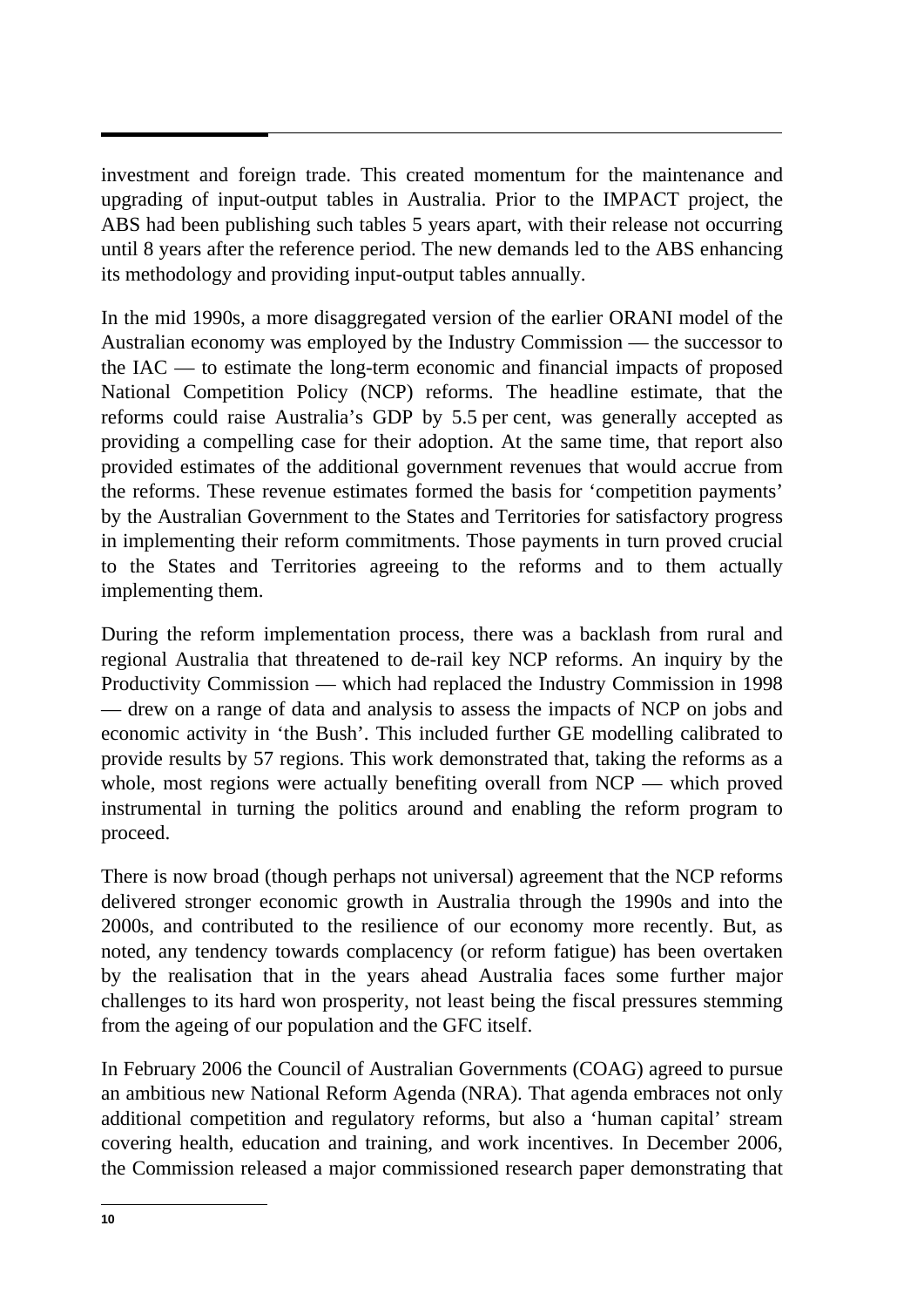investment and foreign trade. This created momentum for the maintenance and upgrading of input-output tables in Australia. Prior to the IMPACT project, the ABS had been publishing such tables 5 years apart, with their release not occurring until 8 years after the reference period. The new demands led to the ABS enhancing its methodology and providing input-output tables annually.

In the mid 1990s, a more disaggregated version of the earlier ORANI model of the Australian economy was employed by the Industry Commission — the successor to the IAC — to estimate the long-term economic and financial impacts of proposed National Competition Policy (NCP) reforms. The headline estimate, that the reforms could raise Australia's GDP by 5.5 per cent, was generally accepted as providing a compelling case for their adoption. At the same time, that report also provided estimates of the additional government revenues that would accrue from the reforms. These revenue estimates formed the basis for 'competition payments' by the Australian Government to the States and Territories for satisfactory progress in implementing their reform commitments. Those payments in turn proved crucial to the States and Territories agreeing to the reforms and to them actually implementing them.

During the reform implementation process, there was a backlash from rural and regional Australia that threatened to de-rail key NCP reforms. An inquiry by the Productivity Commission — which had replaced the Industry Commission in 1998 — drew on a range of data and analysis to assess the impacts of NCP on jobs and economic activity in 'the Bush'. This included further GE modelling calibrated to provide results by 57 regions. This work demonstrated that, taking the reforms as a whole, most regions were actually benefiting overall from NCP — which proved instrumental in turning the politics around and enabling the reform program to proceed.

There is now broad (though perhaps not universal) agreement that the NCP reforms delivered stronger economic growth in Australia through the 1990s and into the 2000s, and contributed to the resilience of our economy more recently. But, as noted, any tendency towards complacency (or reform fatigue) has been overtaken by the realisation that in the years ahead Australia faces some further major challenges to its hard won prosperity, not least being the fiscal pressures stemming from the ageing of our population and the GFC itself.

In February 2006 the Council of Australian Governments (COAG) agreed to pursue an ambitious new National Reform Agenda (NRA). That agenda embraces not only additional competition and regulatory reforms, but also a 'human capital' stream covering health, education and training, and work incentives. In December 2006, the Commission released a major commissioned research paper demonstrating that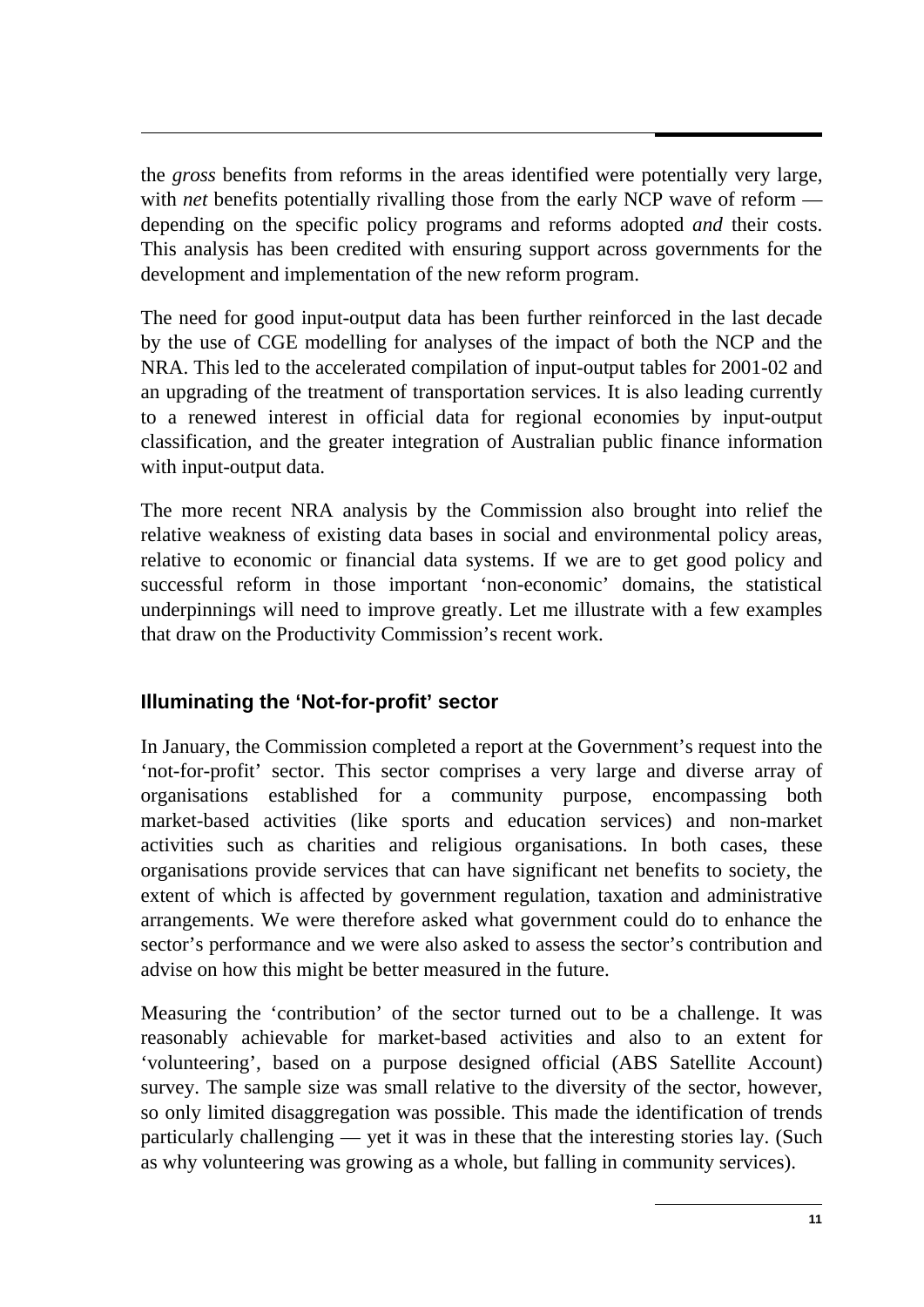the *gross* benefits from reforms in the areas identified were potentially very large, with *net* benefits potentially rivalling those from the early NCP wave of reform — depending on the specific policy programs and reforms adopted *and* their costs. This analysis has been credited with ensuring support across governments for the development and implementation of the new reform program.

The need for good input-output data has been further reinforced in the last decade by the use of CGE modelling for analyses of the impact of both the NCP and the NRA. This led to the accelerated compilation of input-output tables for 2001-02 and an upgrading of the treatment of transportation services. It is also leading currently to a renewed interest in official data for regional economies by input-output classification, and the greater integration of Australian public finance information with input-output data.

The more recent NRA analysis by the Commission also brought into relief the relative weakness of existing data bases in social and environmental policy areas, relative to economic or financial data systems. If we are to get good policy and successful reform in those important 'non-economic' domains, the statistical underpinnings will need to improve greatly. Let me illustrate with a few examples that draw on the Productivity Commission's recent work.

### Illuminating the 'Not-for-profit' sector

In January, the Commission completed a report at the Government's request into the 'not-for-profit' sector. This sector comprises a very large and diverse array of organisations established for a community purpose, encompassing both market-based activities (like sports and education services) and non-market activities such as charities and religious organisations. In both cases, these organisations provide services that can have significant net benefits to society, the extent of which is affected by government regulation, taxation and administrative arrangements. We were therefore asked what government could do to enhance the sector's performance and we were also asked to assess the sector's contribution and advise on how this might be better measured in the future.

Measuring the 'contribution' of the sector turned out to be a challenge. It was reasonably achievable for market-based activities and also to an extent for 'volunteering', based on a purpose designed official (ABS Satellite Account) survey. The sample size was small relative to the diversity of the sector, however, so only limited disaggregation was possible. This made the identification of trends particularly challenging — yet it was in these that the interesting stories lay. (Such as why volunteering was growing as a whole, but falling in community services).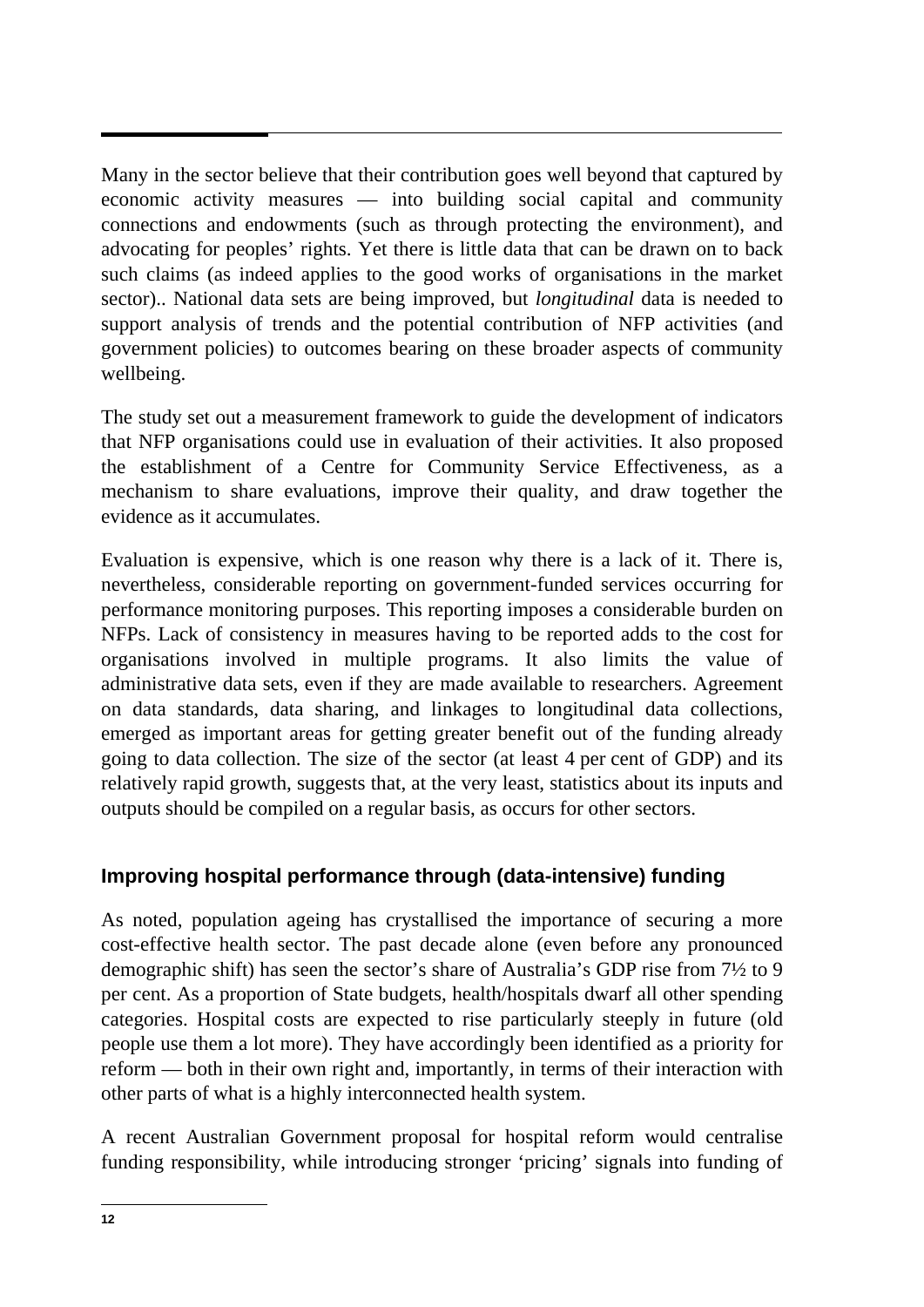Many in the sector believe that their contribution goes well beyond that captured by economic activity measures — into building social capital and community connections and endowments (such as through protecting the environment), and advocating for peoples' rights. Yet there is little data that can be drawn on to back such claims (as indeed applies to the good works of organisations in the market sector).. National data sets are being improved, but *longitudinal* data is needed to support analysis of trends and the potential contribution of NFP activities (and government policies) to outcomes bearing on these broader aspects of community wellbeing.

The study set out a measurement framework to guide the development of indicators that NFP organisations could use in evaluation of their activities. It also proposed the establishment of a Centre for Community Service Effectiveness, as a mechanism to share evaluations, improve their quality, and draw together the evidence as it accumulates.

Evaluation is expensive, which is one reason why there is a lack of it. There is, nevertheless, considerable reporting on government-funded services occurring for performance monitoring purposes. This reporting imposes a considerable burden on NFPs. Lack of consistency in measures having to be reported adds to the cost for organisations involved in multiple programs. It also limits the value of administrative data sets, even if they are made available to researchers. Agreement on data standards, data sharing, and linkages to longitudinal data collections, emerged as important areas for getting greater benefit out of the funding already going to data collection. The size of the sector (at least 4 per cent of GDP) and its relatively rapid growth, suggests that, at the very least, statistics about its inputs and outputs should be compiled on a regular basis, as occurs for other sectors.

### Improving hospital performance through (data-intensive) funding

As noted, population ageing has crystallised the importance of securing a more cost-effective health sector. The past decade alone (even before any pronounced demographic shift) has seen the sector's share of Australia's GDP rise from 7½ to 9 per cent. As a proportion of State budgets, health/hospitals dwarf all other spending categories. Hospital costs are expected to rise particularly steeply in future (old people use them a lot more). They have accordingly been identified as a priority for reform — both in their own right and, importantly, in terms of their interaction with other parts of what is a highly interconnected health system.

A recent Australian Government proposal for hospital reform would centralise funding responsibility, while introducing stronger 'pricing' signals into funding of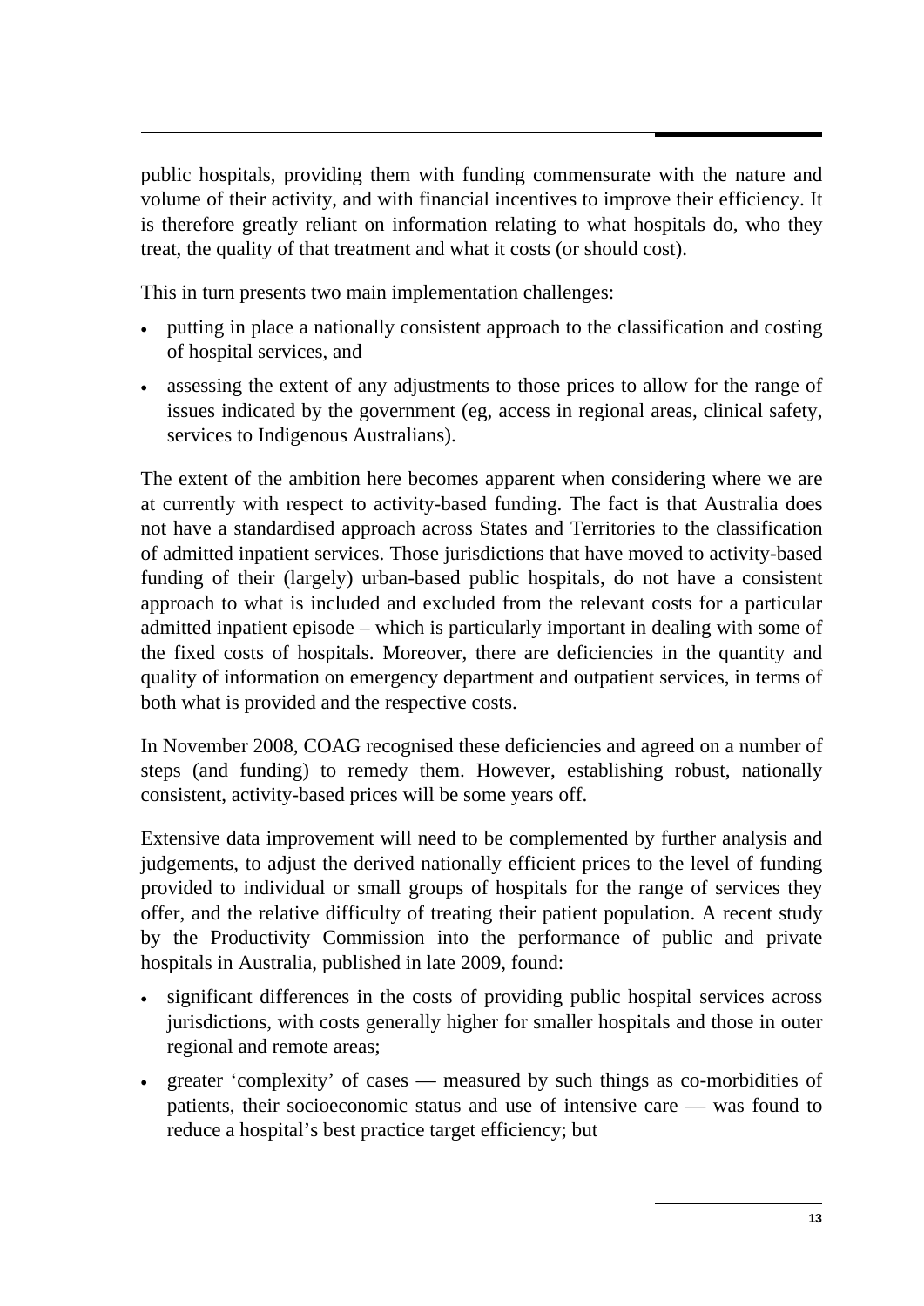public hospitals, providing them with funding commensurate with the nature and volume of their activity, and with financial incentives to improve their efficiency. It is therefore greatly reliant on information relating to what hospitals do, who they treat, the quality of that treatment and what it costs (or should cost).

This in turn presents two main implementation challenges:

- putting in place a nationally consistent approach to the classification and costing of hospital services, and
- assessing the extent of any adjustments to those prices to allow for the range of issues indicated by the government (eg, access in regional areas, clinical safety, services to Indigenous Australians).

The extent of the ambition here becomes apparent when considering where we are at currently with respect to activity-based funding. The fact is that Australia does not have a standardised approach across States and Territories to the classification of admitted inpatient services. Those jurisdictions that have moved to activity-based funding of their (largely) urban-based public hospitals, do not have a consistent approach to what is included and excluded from the relevant costs for a particular admitted inpatient episode – which is particularly important in dealing with some of the fixed costs of hospitals. Moreover, there are deficiencies in the quantity and quality of information on emergency department and outpatient services, in terms of both what is provided and the respective costs.

In November 2008, COAG recognised these deficiencies and agreed on a number of steps (and funding) to remedy them. However, establishing robust, nationally consistent, activity-based prices will be some years off.

Extensive data improvement will need to be complemented by further analysis and judgements, to adjust the derived nationally efficient prices to the level of funding provided to individual or small groups of hospitals for the range of services they offer, and the relative difficulty of treating their patient population. A recent study by the Productivity Commission into the performance of public and private hospitals in Australia, published in late 2009, found:

- significant differences in the costs of providing public hospital services across jurisdictions, with costs generally higher for smaller hospitals and those in outer regional and remote areas;
- greater 'complexity' of cases — measured by such things as co-morbidities of patients, their socioeconomic status and use of intensive care — was found to reduce a hospital's best practice target efficiency; but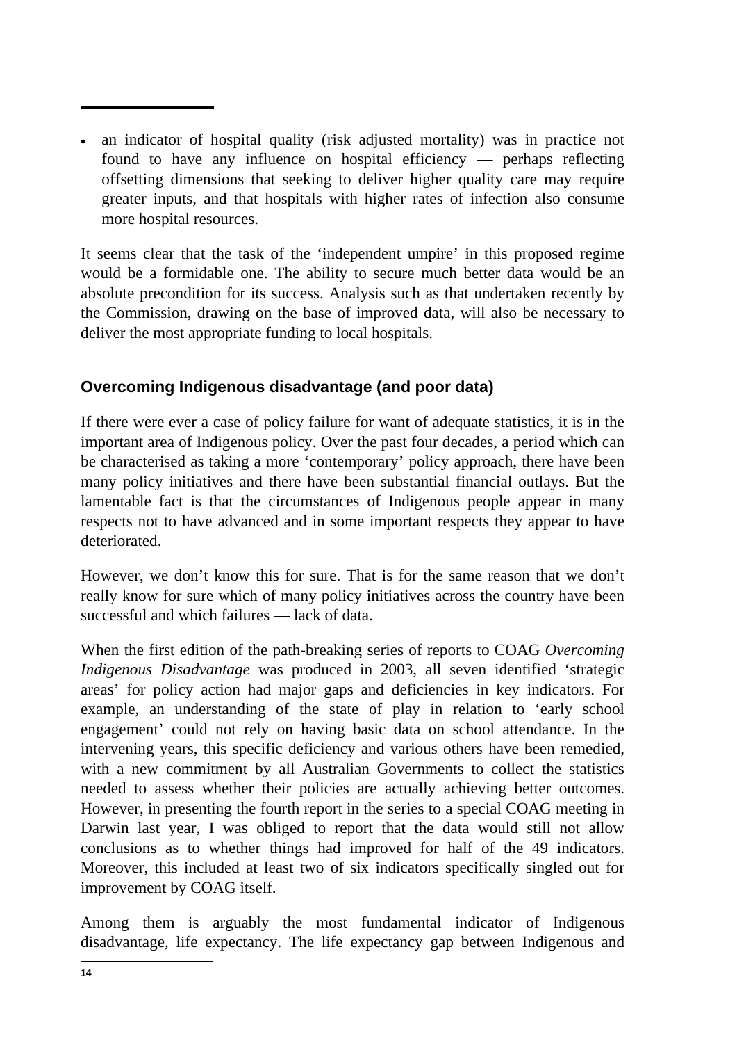- an indicator of hospital quality (risk adjusted mortality) was in practice not found to have any influence on hospital efficiency — perhaps reflecting offsetting dimensions that seeking to deliver higher quality care may require greater inputs, and that hospitals with higher rates of infection also consume more hospital resources.

It seems clear that the task of the 'independent umpire' in this proposed regime would be a formidable one. The ability to secure much better data would be an absolute precondition for its success. Analysis such as that undertaken recently by the Commission, drawing on the base of improved data, will also be necessary to deliver the most appropriate funding to local hospitals.

### Overcoming Indigenous disadvantage (and poor data)

If there were ever a case of policy failure for want of adequate statistics, it is in the important area of Indigenous policy. Over the past four decades, a period which can be characterised as taking a more 'contemporary' policy approach, there have been many policy initiatives and there have been substantial financial outlays. But the lamentable fact is that the circumstances of Indigenous people appear in many respects not to have advanced and in some important respects they appear to have deteriorated.

However, we don't know this for sure. That is for the same reason that we don't really know for sure which of many policy initiatives across the country have been successful and which failures — lack of data.

When the first edition of the path-breaking series of reports to COAG *Overcoming Indigenous Disadvantage* was produced in 2003, all seven identified 'strategic areas' for policy action had major gaps and deficiencies in key indicators. For example, an understanding of the state of play in relation to 'early school engagement' could not rely on having basic data on school attendance. In the intervening years, this specific deficiency and various others have been remedied, with a new commitment by all Australian Governments to collect the statistics needed to assess whether their policies are actually achieving better outcomes. However, in presenting the fourth report in the series to a special COAG meeting in Darwin last year, I was obliged to report that the data would still not allow conclusions as to whether things had improved for half of the 49 indicators. Moreover, this included at least two of six indicators specifically singled out for improvement by COAG itself.

Among them is arguably the most fundamental indicator of Indigenous disadvantage, life expectancy. The life expectancy gap between Indigenous and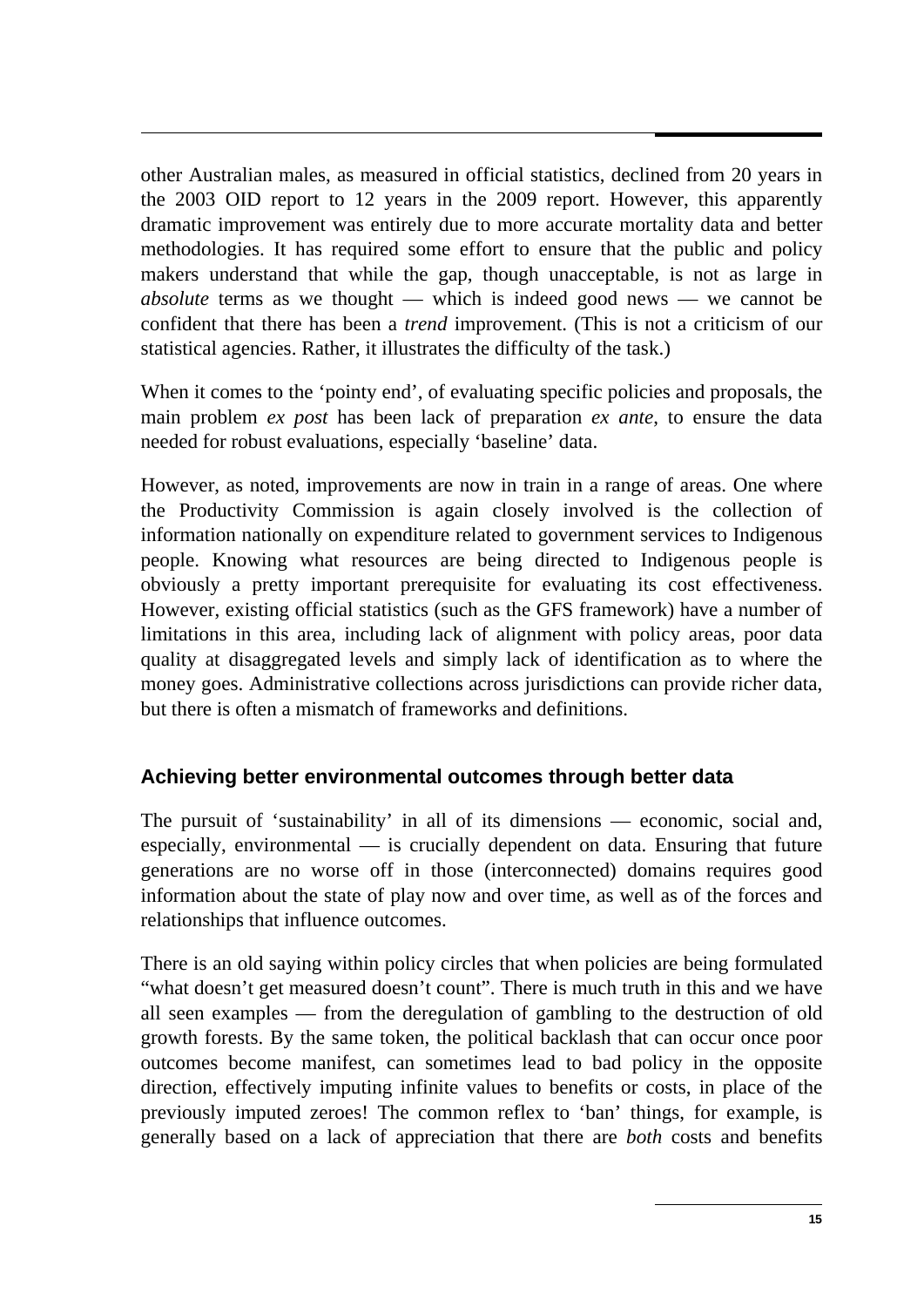other Australian males, as measured in official statistics, declined from 20 years in the 2003 OID report to 12 years in the 2009 report. However, this apparently dramatic improvement was entirely due to more accurate mortality data and better methodologies. It has required some effort to ensure that the public and policy makers understand that while the gap, though unacceptable, is not as large in *absolute* terms as we thought — which is indeed good news — we cannot be confident that there has been a *trend* improvement. (This is not a criticism of our statistical agencies. Rather, it illustrates the difficulty of the task.)

When it comes to the 'pointy end', of evaluating specific policies and proposals, the main problem *ex post* has been lack of preparation *ex ante*, to ensure the data needed for robust evaluations, especially 'baseline' data.

However, as noted, improvements are now in train in a range of areas. One where the Productivity Commission is again closely involved is the collection of information nationally on expenditure related to government services to Indigenous people. Knowing what resources are being directed to Indigenous people is obviously a pretty important prerequisite for evaluating its cost effectiveness. However, existing official statistics (such as the GFS framework) have a number of limitations in this area, including lack of alignment with policy areas, poor data quality at disaggregated levels and simply lack of identification as to where the money goes. Administrative collections across jurisdictions can provide richer data, but there is often a mismatch of frameworks and definitions.

## Achieving better environmental outcomes through better data

The pursuit of 'sustainability' in all of its dimensions — economic, social and, especially, environmental — is crucially dependent on data. Ensuring that future generations are no worse off in those (interconnected) domains requires good information about the state of play now and over time, as well as of the forces and relationships that influence outcomes.

There is an old saying within policy circles that when policies are being formulated "what doesn't get measured doesn't count". There is much truth in this and we have all seen examples — from the deregulation of gambling to the destruction of old growth forests. By the same token, the political backlash that can occur once poor outcomes become manifest, can sometimes lead to bad policy in the opposite direction, effectively imputing infinite values to benefits or costs, in place of the previously imputed zeroes! The common reflex to 'ban' things, for example, is generally based on a lack of appreciation that there are *both* costs and benefits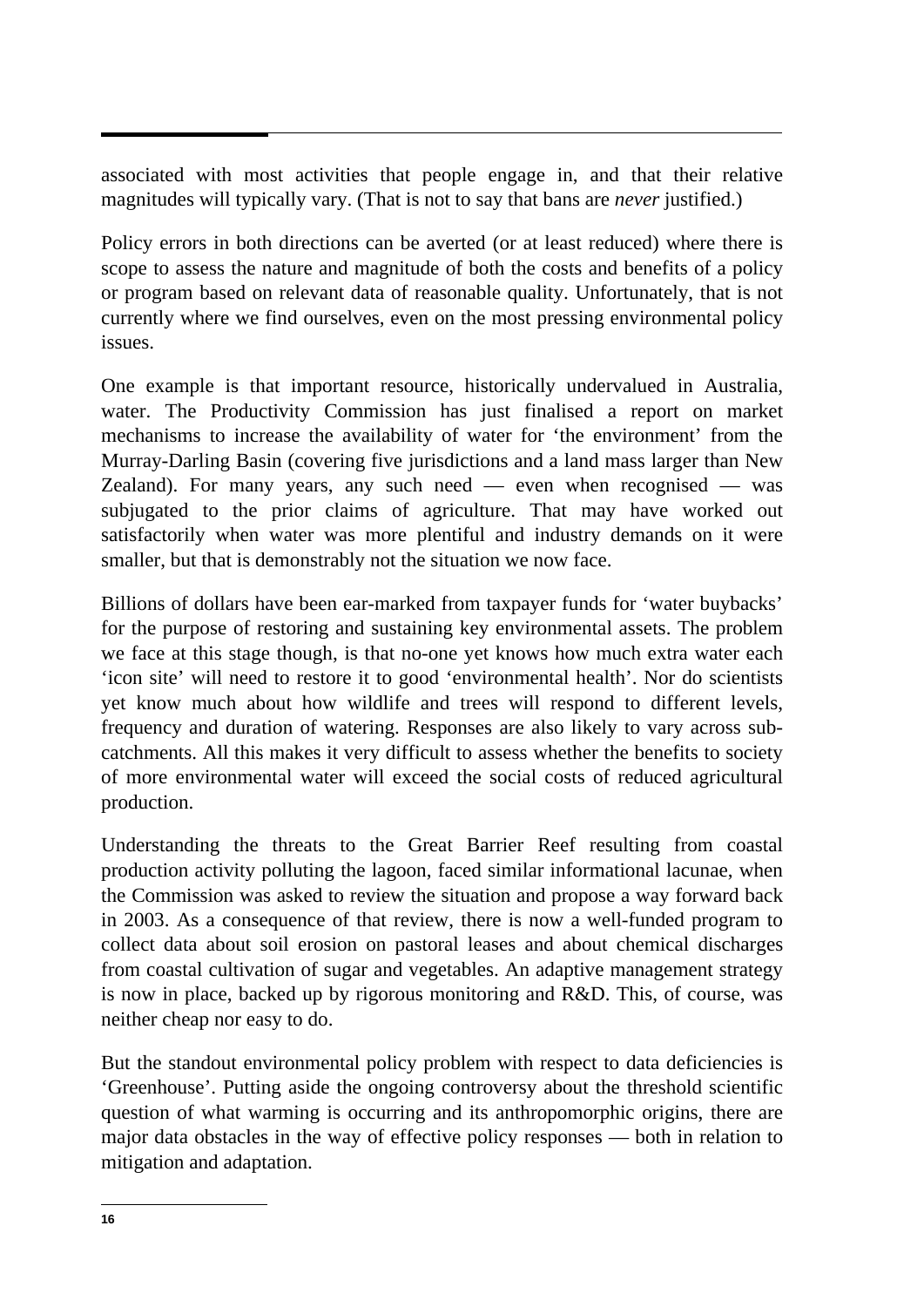associated with most activities that people engage in, and that their relative magnitudes will typically vary. (That is not to say that bans are *never* justified.)

Policy errors in both directions can be averted (or at least reduced) where there is scope to assess the nature and magnitude of both the costs and benefits of a policy or program based on relevant data of reasonable quality. Unfortunately, that is not currently where we find ourselves, even on the most pressing environmental policy issues.

One example is that important resource, historically undervalued in Australia, water. The Productivity Commission has just finalised a report on market mechanisms to increase the availability of water for 'the environment' from the Murray-Darling Basin (covering five jurisdictions and a land mass larger than New Zealand). For many years, any such need — even when recognised — was subjugated to the prior claims of agriculture. That may have worked out satisfactorily when water was more plentiful and industry demands on it were smaller, but that is demonstrably not the situation we now face.

Billions of dollars have been ear-marked from taxpayer funds for 'water buybacks' for the purpose of restoring and sustaining key environmental assets. The problem we face at this stage though, is that no-one yet knows how much extra water each 'icon site' will need to restore it to good 'environmental health'. Nor do scientists yet know much about how wildlife and trees will respond to different levels, frequency and duration of watering. Responses are also likely to vary across sub-catchments. All this makes it very difficult to assess whether the benefits to society of more environmental water will exceed the social costs of reduced agricultural production.

Understanding the threats to the Great Barrier Reef resulting from coastal production activity polluting the lagoon, faced similar informational lacunae, when the Commission was asked to review the situation and propose a way forward back in 2003. As a consequence of that review, there is now a well-funded program to collect data about soil erosion on pastoral leases and about chemical discharges from coastal cultivation of sugar and vegetables. An adaptive management strategy is now in place, backed up by rigorous monitoring and R&D. This, of course, was neither cheap nor easy to do.

But the standout environmental policy problem with respect to data deficiencies is 'Greenhouse'. Putting aside the ongoing controversy about the threshold scientific question of what warming is occurring and its anthropomorphic origins, there are major data obstacles in the way of effective policy responses — both in relation to mitigation and adaptation.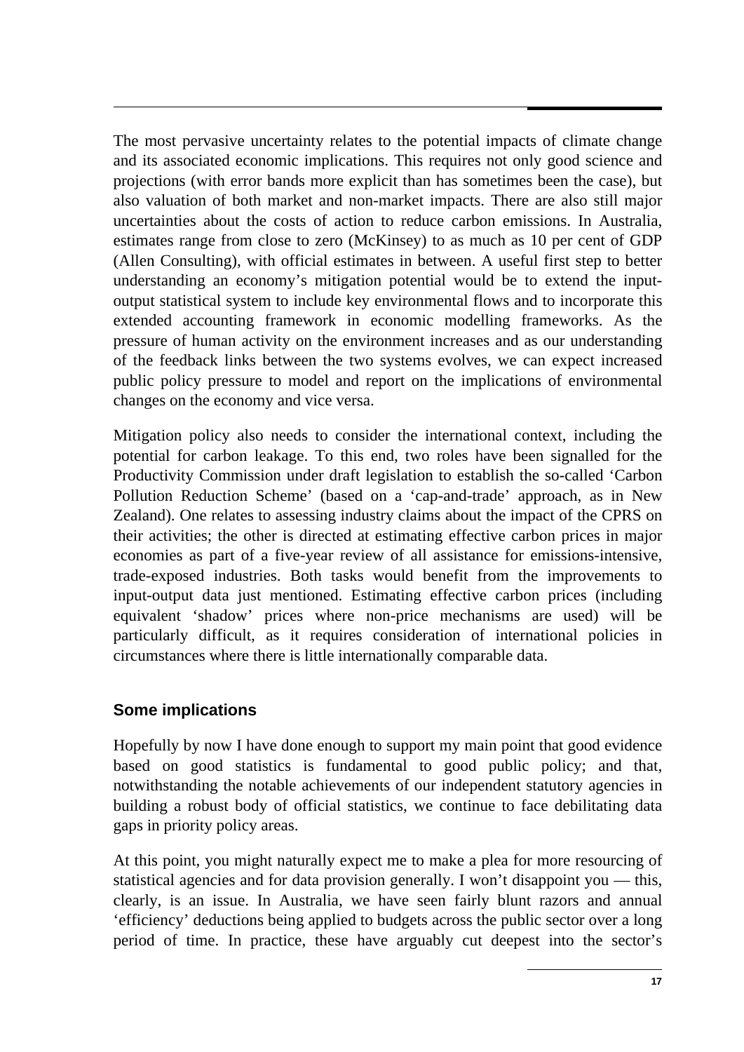The most pervasive uncertainty relates to the potential impacts of climate change and its associated economic implications. This requires not only good science and projections (with error bands more explicit than has sometimes been the case), but also valuation of both market and non-market impacts. There are also still major uncertainties about the costs of action to reduce carbon emissions. In Australia, estimates range from close to zero (McKinsey) to as much as 10 per cent of GDP (Allen Consulting), with official estimates in between. A useful first step to better understanding an economy's mitigation potential would be to extend the input-output statistical system to include key environmental flows and to incorporate this extended accounting framework in economic modelling frameworks. As the pressure of human activity on the environment increases and as our understanding of the feedback links between the two systems evolves, we can expect increased public policy pressure to model and report on the implications of environmental changes on the economy and vice versa.

Mitigation policy also needs to consider the international context, including the potential for carbon leakage. To this end, two roles have been signalled for the Productivity Commission under draft legislation to establish the so-called 'Carbon Pollution Reduction Scheme' (based on a 'cap-and-trade' approach, as in New Zealand). One relates to assessing industry claims about the impact of the CPRS on their activities; the other is directed at estimating effective carbon prices in major economies as part of a five-year review of all assistance for emissions-intensive, trade-exposed industries. Both tasks would benefit from the improvements to input-output data just mentioned. Estimating effective carbon prices (including equivalent 'shadow' prices where non-price mechanisms are used) will be particularly difficult, as it requires consideration of international policies in circumstances where there is little internationally comparable data.

## Some implications

Hopefully by now I have done enough to support my main point that good evidence based on good statistics is fundamental to good public policy; and that, notwithstanding the notable achievements of our independent statutory agencies in building a robust body of official statistics, we continue to face debilitating data gaps in priority policy areas.

At this point, you might naturally expect me to make a plea for more resourcing of statistical agencies and for data provision generally. I won't disappoint you — this, clearly, is an issue. In Australia, we have seen fairly blunt razors and annual 'efficiency' deductions being applied to budgets across the public sector over a long period of time. In practice, these have arguably cut deepest into the sector's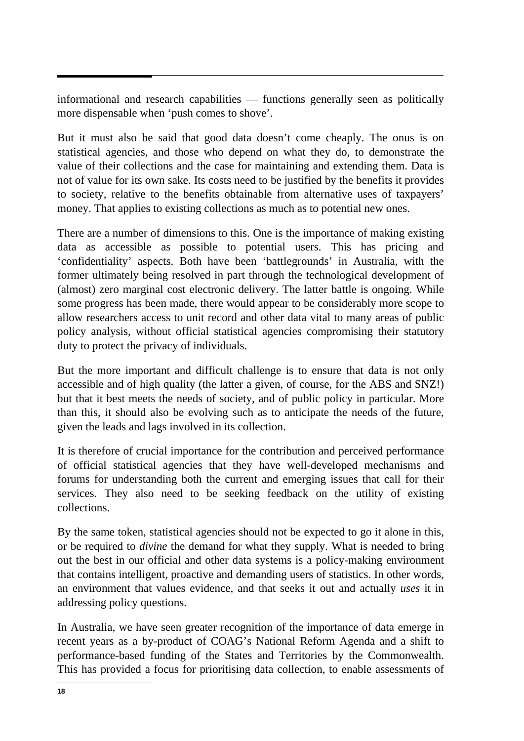informational and research capabilities — functions generally seen as politically more dispensable when 'push comes to shove'.

But it must also be said that good data doesn't come cheaply. The onus is on statistical agencies, and those who depend on what they do, to demonstrate the value of their collections and the case for maintaining and extending them. Data is not of value for its own sake. Its costs need to be justified by the benefits it provides to society, relative to the benefits obtainable from alternative uses of taxpayers' money. That applies to existing collections as much as to potential new ones.

There are a number of dimensions to this. One is the importance of making existing data as accessible as possible to potential users. This has pricing and 'confidentiality' aspects. Both have been 'battlegrounds' in Australia, with the former ultimately being resolved in part through the technological development of (almost) zero marginal cost electronic delivery. The latter battle is ongoing. While some progress has been made, there would appear to be considerably more scope to allow researchers access to unit record and other data vital to many areas of public policy analysis, without official statistical agencies compromising their statutory duty to protect the privacy of individuals.

But the more important and difficult challenge is to ensure that data is not only accessible and of high quality (the latter a given, of course, for the ABS and SNZ!) but that it best meets the needs of society, and of public policy in particular. More than this, it should also be evolving such as to anticipate the needs of the future, given the leads and lags involved in its collection.

It is therefore of crucial importance for the contribution and perceived performance of official statistical agencies that they have well-developed mechanisms and forums for understanding both the current and emerging issues that call for their services. They also need to be seeking feedback on the utility of existing collections.

By the same token, statistical agencies should not be expected to go it alone in this, or be required to *divine* the demand for what they supply. What is needed to bring out the best in our official and other data systems is a policy-making environment that contains intelligent, proactive and demanding users of statistics. In other words, an environment that values evidence, and that seeks it out and actually *uses* it in addressing policy questions.

In Australia, we have seen greater recognition of the importance of data emerge in recent years as a by-product of COAG's National Reform Agenda and a shift to performance-based funding of the States and Territories by the Commonwealth. This has provided a focus for prioritising data collection, to enable assessments of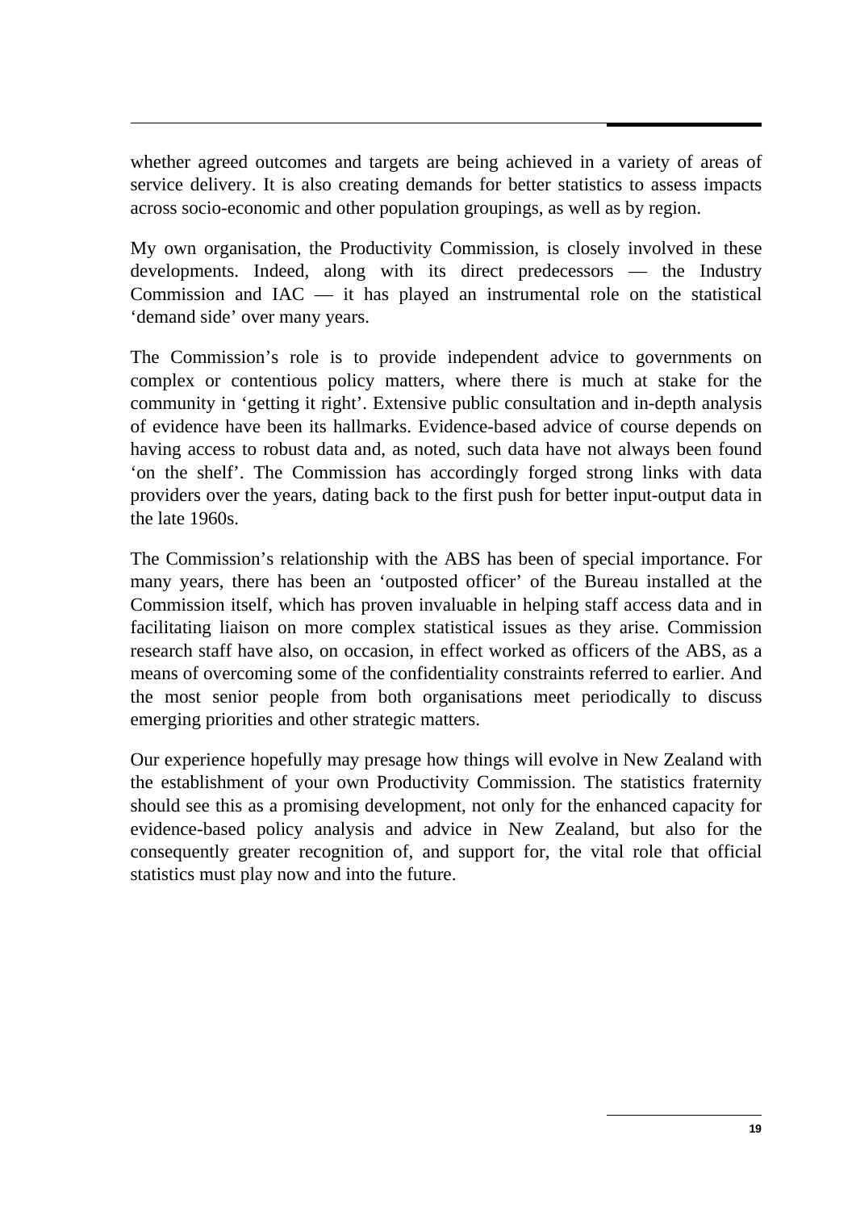whether agreed outcomes and targets are being achieved in a variety of areas of service delivery. It is also creating demands for better statistics to assess impacts across socio-economic and other population groupings, as well as by region.

My own organisation, the Productivity Commission, is closely involved in these developments. Indeed, along with its direct predecessors — the Industry Commission and IAC — it has played an instrumental role on the statistical 'demand side' over many years.

The Commission's role is to provide independent advice to governments on complex or contentious policy matters, where there is much at stake for the community in 'getting it right'. Extensive public consultation and in-depth analysis of evidence have been its hallmarks. Evidence-based advice of course depends on having access to robust data and, as noted, such data have not always been found 'on the shelf'. The Commission has accordingly forged strong links with data providers over the years, dating back to the first push for better input-output data in the late 1960s.

The Commission's relationship with the ABS has been of special importance. For many years, there has been an 'outposted officer' of the Bureau installed at the Commission itself, which has proven invaluable in helping staff access data and in facilitating liaison on more complex statistical issues as they arise. Commission research staff have also, on occasion, in effect worked as officers of the ABS, as a means of overcoming some of the confidentiality constraints referred to earlier. And the most senior people from both organisations meet periodically to discuss emerging priorities and other strategic matters.

Our experience hopefully may presage how things will evolve in New Zealand with the establishment of your own Productivity Commission. The statistics fraternity should see this as a promising development, not only for the enhanced capacity for evidence-based policy analysis and advice in New Zealand, but also for the consequently greater recognition of, and support for, the vital role that official statistics must play now and into the future.